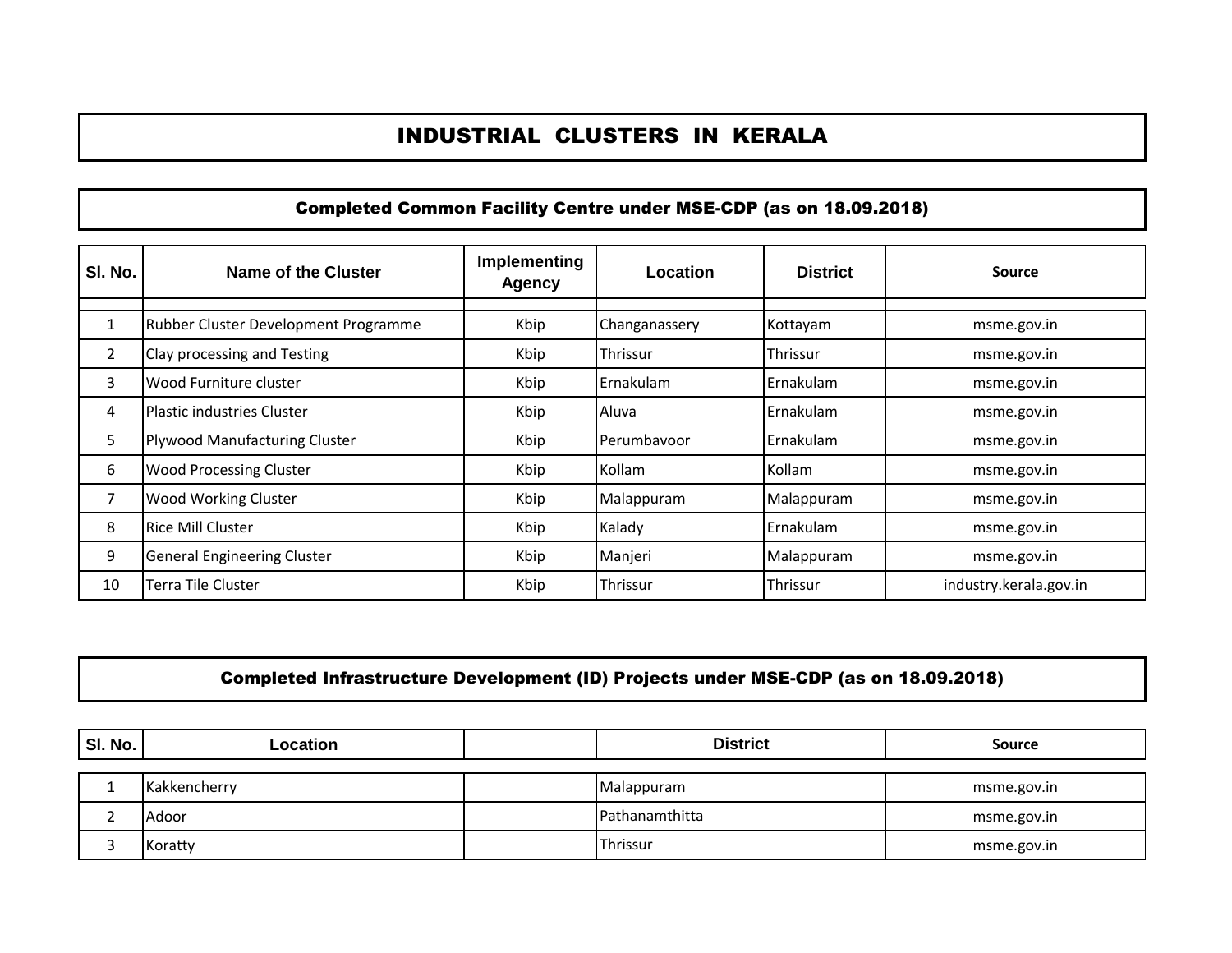# INDUSTRIAL CLUSTERS IN KERALA

## Completed Common Facility Centre under MSE-CDP (as on 18.09.2018)

| Sl. No. | Name of the Cluster | Implementing Agency | Location | District | Source |
|---|---|---|---|---|---|
| 1 | Rubber Cluster Development Programme | Kbip | Changanassery | Kottayam | msme.gov.in |
| 2 | Clay processing and Testing | Kbip | Thrissur | Thrissur | msme.gov.in |
| 3 | Wood Furniture cluster | Kbip | Ernakulam | Ernakulam | msme.gov.in |
| 4 | Plastic industries Cluster | Kbip | Aluva | Ernakulam | msme.gov.in |
| 5 | Plywood Manufacturing Cluster | Kbip | Perumbavoor | Ernakulam | msme.gov.in |
| 6 | Wood Processing Cluster | Kbip | Kollam | Kollam | msme.gov.in |
| 7 | Wood Working Cluster | Kbip | Malappuram | Malappuram | msme.gov.in |
| 8 | Rice Mill Cluster | Kbip | Kalady | Ernakulam | msme.gov.in |
| 9 | General Engineering Cluster | Kbip | Manjeri | Malappuram | msme.gov.in |
| 10 | Terra Tile Cluster | Kbip | Thrissur | Thrissur | industry.kerala.gov.in |

## Completed Infrastructure Development (ID) Projects under MSE-CDP (as on 18.09.2018)

| Sl. No. | Location | | District | Source |
|---|---|---|---|---|
| 1 | Kakkencherry | | Malappuram | msme.gov.in |
| 2 | Adoor | | Pathanamthitta | msme.gov.in |
| 3 | Koratty | | Thrissur | msme.gov.in |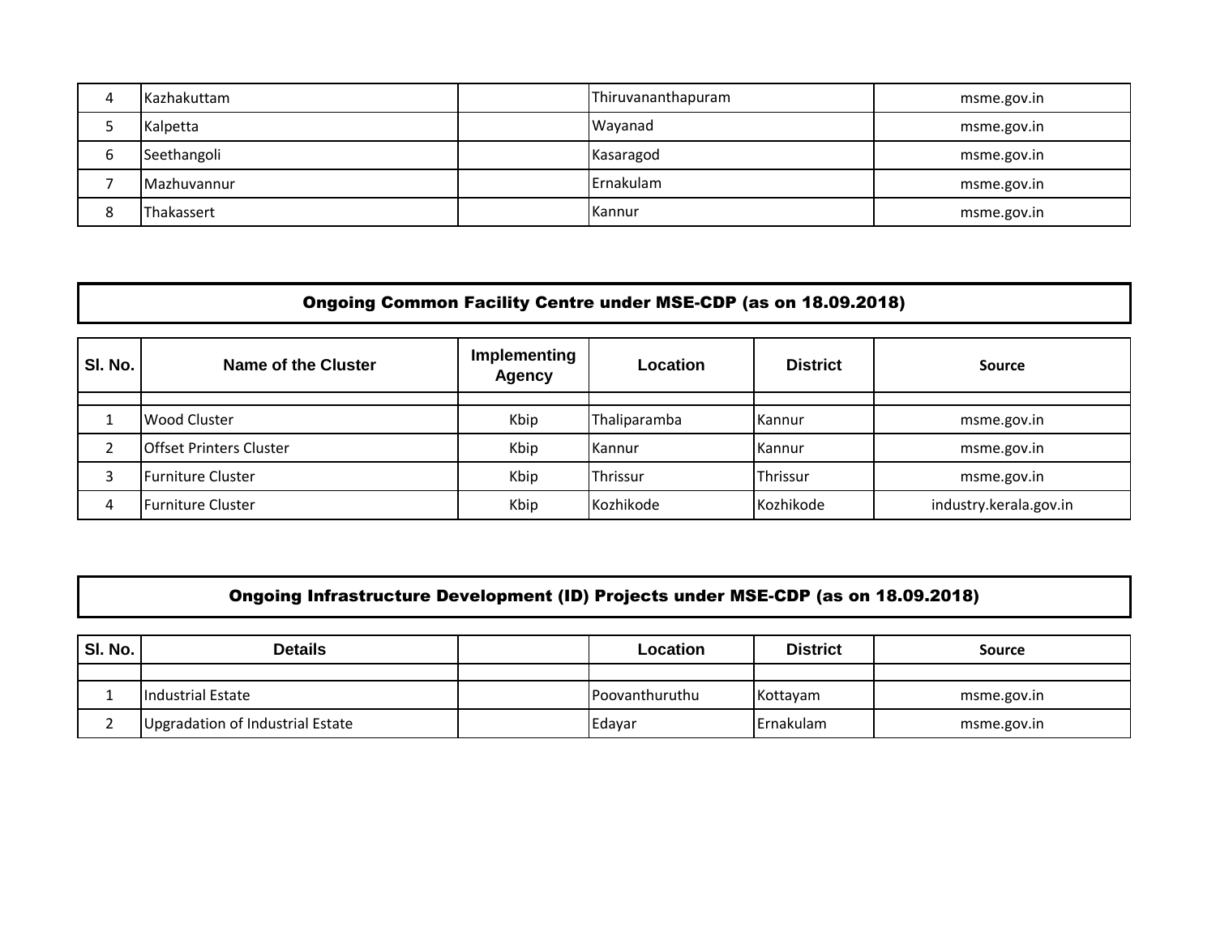| | | | | |
|---|---|---|---|---|
| 4 | Kazhakuttam | | Thiruvananthapuram | msme.gov.in |
| 5 | Kalpetta | | Wayanad | msme.gov.in |
| 6 | Seethangoli | | Kasaragod | msme.gov.in |
| 7 | Mazhuvannur | | Ernakulam | msme.gov.in |
| 8 | Thakassert | | Kannur | msme.gov.in |

## Ongoing Common Facility Centre under MSE-CDP (as on 18.09.2018)

| Sl. No. | Name of the Cluster | Implementing Agency | Location | District | Source |
|---|---|---|---|---|---|
| | | | | | |
| 1 | Wood Cluster | Kbip | Thaliparamba | Kannur | msme.gov.in |
| 2 | Offset Printers Cluster | Kbip | Kannur | Kannur | msme.gov.in |
| 3 | Furniture Cluster | Kbip | Thrissur | Thrissur | msme.gov.in |
| 4 | Furniture Cluster | Kbip | Kozhikode | Kozhikode | industry.kerala.gov.in |

## Ongoing Infrastructure Development (ID) Projects under MSE-CDP (as on 18.09.2018)

| Sl. No. | Details | | Location | District | Source |
|---|---|---|---|---|---|
| | | | | | |
| 1 | Industrial Estate | | Poovanthuruthu | Kottayam | msme.gov.in |
| 2 | Upgradation of Industrial Estate | | Edayar | Ernakulam | msme.gov.in |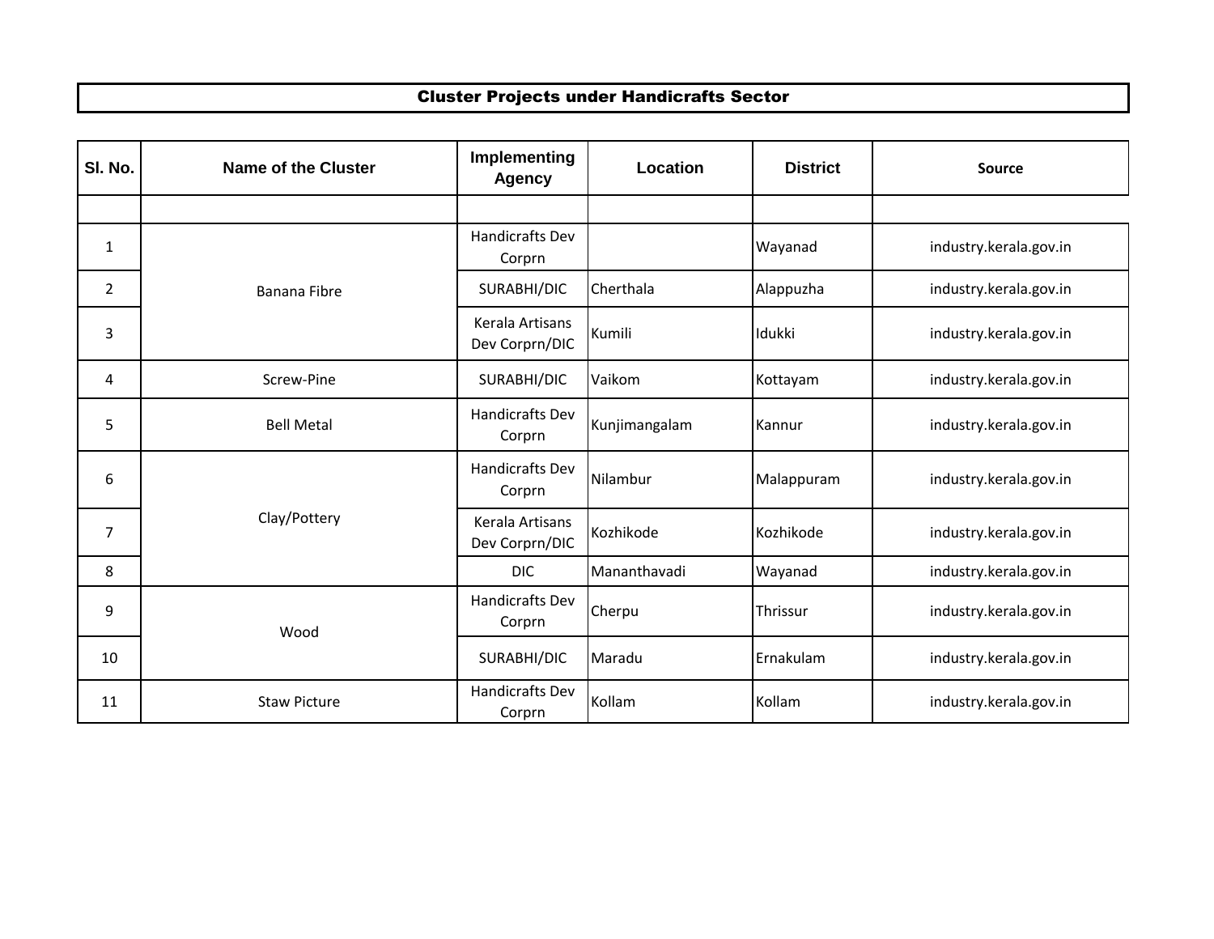## Cluster Projects under Handicrafts Sector

| Sl. No. | Name of the Cluster | Implementing Agency | Location | District | Source |
|---|---|---|---|---|---|
| | | | | | |
| 1 | Banana Fibre | Handicrafts Dev Corprn | | Wayanad | industry.kerala.gov.in |
| 2 | | SURABHI/DIC | Cherthala | Alappuzha | industry.kerala.gov.in |
| 3 | | Kerala Artisans Dev Corprn/DIC | Kumili | Idukki | industry.kerala.gov.in |
| 4 | Screw-Pine | SURABHI/DIC | Vaikom | Kottayam | industry.kerala.gov.in |
| 5 | Bell Metal | Handicrafts Dev Corprn | Kunjimangalam | Kannur | industry.kerala.gov.in |
| 6 | Clay/Pottery | Handicrafts Dev Corprn | Nilambur | Malappuram | industry.kerala.gov.in |
| 7 | | Kerala Artisans Dev Corprn/DIC | Kozhikode | Kozhikode | industry.kerala.gov.in |
| 8 | | DIC | Mananthavadi | Wayanad | industry.kerala.gov.in |
| 9 | Wood | Handicrafts Dev Corprn | Cherpu | Thrissur | industry.kerala.gov.in |
| 10 | | SURABHI/DIC | Maradu | Ernakulam | industry.kerala.gov.in |
| 11 | Staw Picture | Handicrafts Dev Corprn | Kollam | Kollam | industry.kerala.gov.in |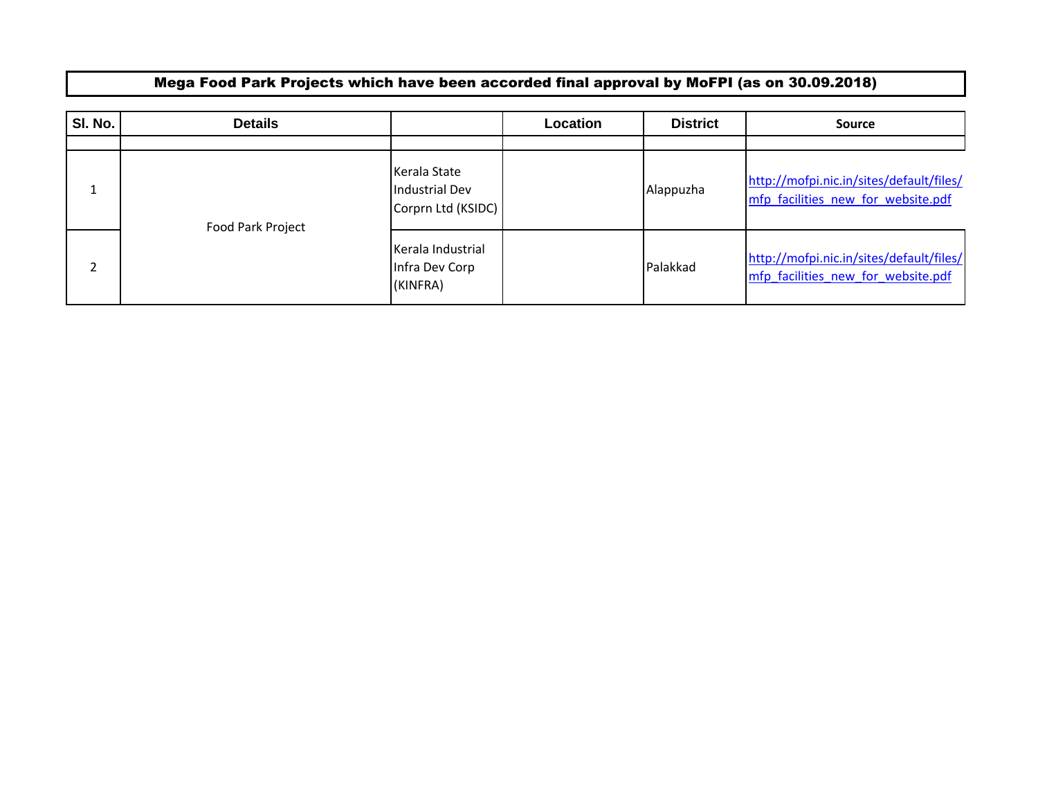**Mega Food Park Projects which have been accorded final approval by MoFPI (as on 30.09.2018)**

| Sl. No. | Details | | Location | District | Source |
|---|---|---|---|---|---|
| | | | | | |
| 1 | Food Park Project | Kerala State Industrial Dev Corprn Ltd (KSIDC) | | Alappuzha | http://mofpi.nic.in/sites/default/files/mfp_facilities_new_for_website.pdf |
| 2 | | Kerala Industrial Infra Dev Corp (KINFRA) | | Palakkad | http://mofpi.nic.in/sites/default/files/mfp_facilities_new_for_website.pdf |